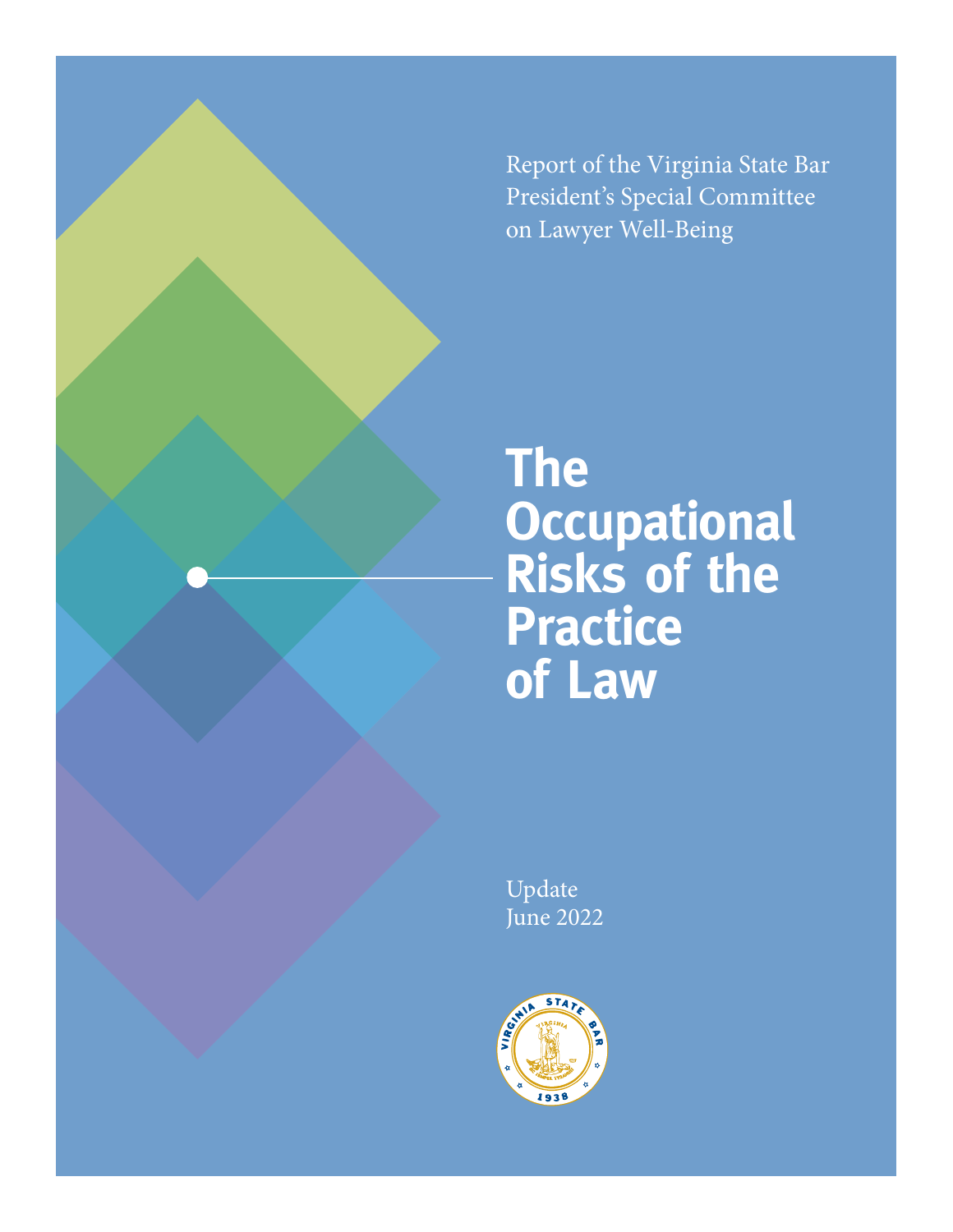Report of the Virginia State Bar President's Special Committee on Lawyer Well-Being

# The Occupational Risks of the Practice of Law

Update
June 2022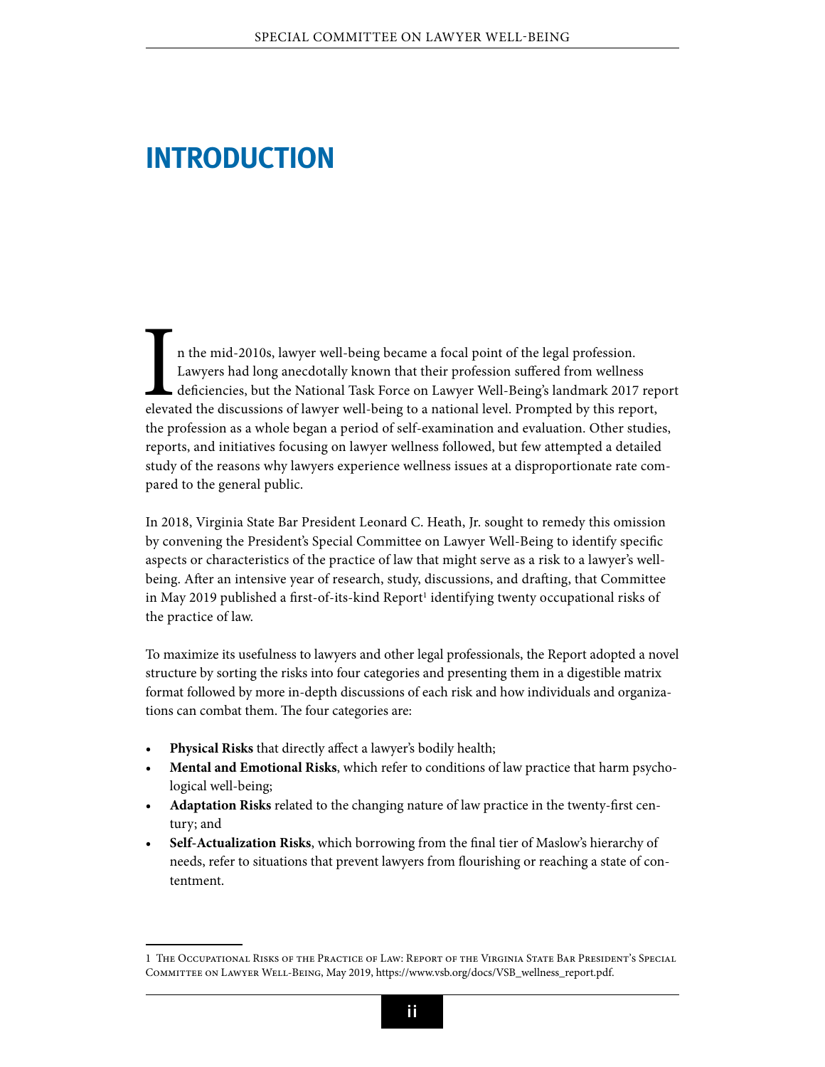# INTRODUCTION

In the mid-2010s, lawyer well-being became a focal point of the legal profession. Lawyers had long anecdotally known that their profession suffered from wellness deficiencies, but the National Task Force on Lawyer Well-Being's landmark 2017 report elevated the discussions of lawyer well-being to a national level. Prompted by this report, the profession as a whole began a period of self-examination and evaluation. Other studies, reports, and initiatives focusing on lawyer wellness followed, but few attempted a detailed study of the reasons why lawyers experience wellness issues at a disproportionate rate compared to the general public.

In 2018, Virginia State Bar President Leonard C. Heath, Jr. sought to remedy this omission by convening the President's Special Committee on Lawyer Well-Being to identify specific aspects or characteristics of the practice of law that might serve as a risk to a lawyer's well-being. After an intensive year of research, study, discussions, and drafting, that Committee in May 2019 published a first-of-its-kind Report[1] identifying twenty occupational risks of the practice of law.

To maximize its usefulness to lawyers and other legal professionals, the Report adopted a novel structure by sorting the risks into four categories and presenting them in a digestible matrix format followed by more in-depth discussions of each risk and how individuals and organizations can combat them. The four categories are:

- **Physical Risks** that directly affect a lawyer's bodily health;
- **Mental and Emotional Risks**, which refer to conditions of law practice that harm psychological well-being;
- **Adaptation Risks** related to the changing nature of law practice in the twenty-first century; and
- **Self-Actualization Risks**, which borrowing from the final tier of Maslow's hierarchy of needs, refer to situations that prevent lawyers from flourishing or reaching a state of contentment.

---

1 The Occupational Risks of the Practice of Law: Report of the Virginia State Bar President's Special Committee on Lawyer Well-Being, May 2019, https://www.vsb.org/docs/VSB_wellness_report.pdf.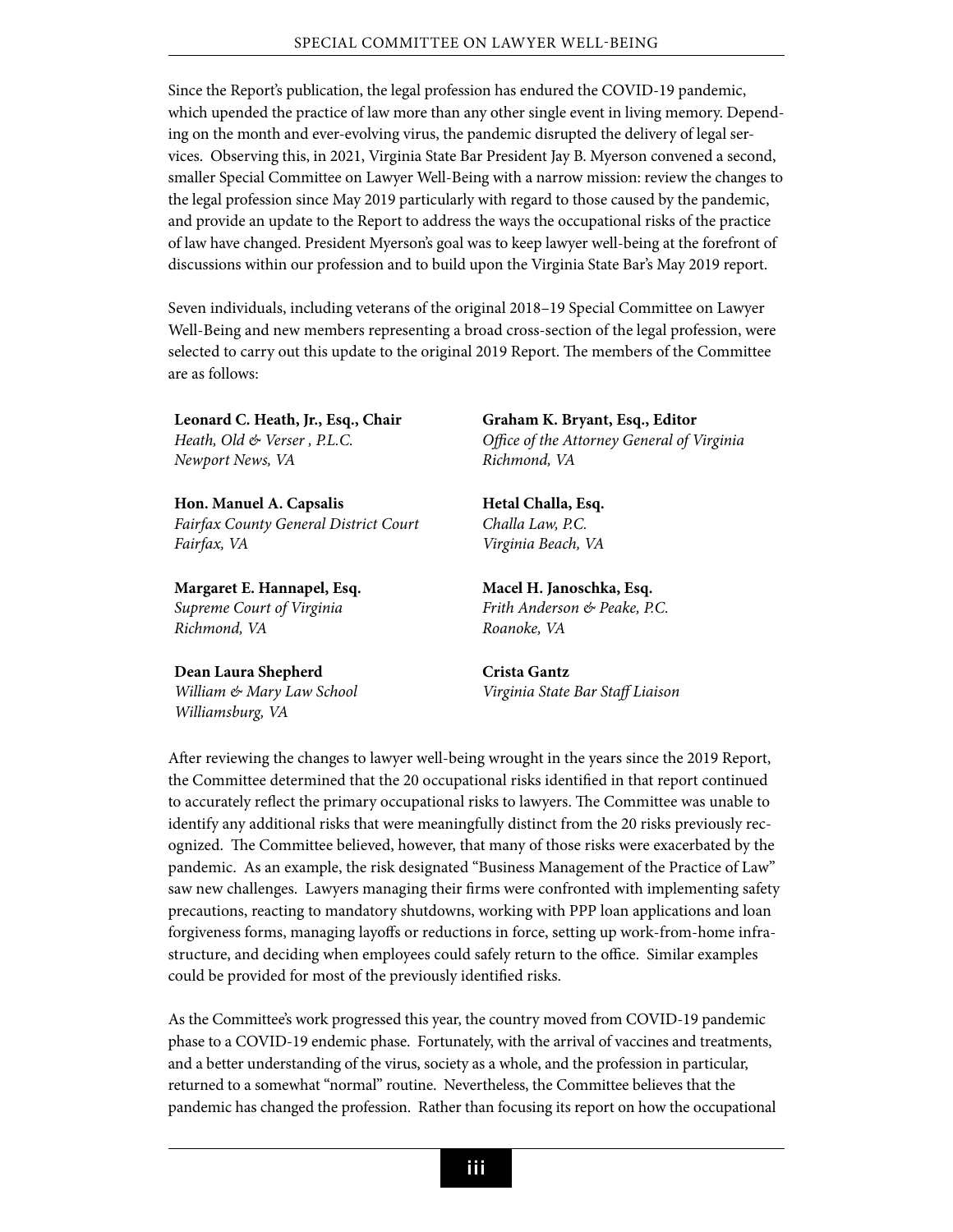Since the Report's publication, the legal profession has endured the COVID-19 pandemic, which upended the practice of law more than any other single event in living memory. Depending on the month and ever-evolving virus, the pandemic disrupted the delivery of legal services. Observing this, in 2021, Virginia State Bar President Jay B. Myerson convened a second, smaller Special Committee on Lawyer Well-Being with a narrow mission: review the changes to the legal profession since May 2019 particularly with regard to those caused by the pandemic, and provide an update to the Report to address the ways the occupational risks of the practice of law have changed. President Myerson's goal was to keep lawyer well-being at the forefront of discussions within our profession and to build upon the Virginia State Bar's May 2019 report.

Seven individuals, including veterans of the original 2018–19 Special Committee on Lawyer Well-Being and new members representing a broad cross-section of the legal profession, were selected to carry out this update to the original 2019 Report. The members of the Committee are as follows:

**Leonard C. Heath, Jr., Esq., Chair**
*Heath, Old & Verser , P.L.C.*
*Newport News, VA*

**Graham K. Bryant, Esq., Editor**
*Office of the Attorney General of Virginia*
*Richmond, VA*

**Hon. Manuel A. Capsalis**
*Fairfax County General District Court*
*Fairfax, VA*

**Hetal Challa, Esq.**
*Challa Law, P.C.*
*Virginia Beach, VA*

**Margaret E. Hannapel, Esq.**
*Supreme Court of Virginia*
*Richmond, VA*

**Macel H. Janoschka, Esq.**
*Frith Anderson & Peake, P.C.*
*Roanoke, VA*

**Dean Laura Shepherd**
*William & Mary Law School*
*Williamsburg, VA*

**Crista Gantz**
*Virginia State Bar Staff Liaison*

After reviewing the changes to lawyer well-being wrought in the years since the 2019 Report, the Committee determined that the 20 occupational risks identified in that report continued to accurately reflect the primary occupational risks to lawyers. The Committee was unable to identify any additional risks that were meaningfully distinct from the 20 risks previously recognized. The Committee believed, however, that many of those risks were exacerbated by the pandemic. As an example, the risk designated "Business Management of the Practice of Law" saw new challenges. Lawyers managing their firms were confronted with implementing safety precautions, reacting to mandatory shutdowns, working with PPP loan applications and loan forgiveness forms, managing layoffs or reductions in force, setting up work-from-home infrastructure, and deciding when employees could safely return to the office. Similar examples could be provided for most of the previously identified risks.

As the Committee's work progressed this year, the country moved from COVID-19 pandemic phase to a COVID-19 endemic phase. Fortunately, with the arrival of vaccines and treatments, and a better understanding of the virus, society as a whole, and the profession in particular, returned to a somewhat "normal" routine. Nevertheless, the Committee believes that the pandemic has changed the profession. Rather than focusing its report on how the occupational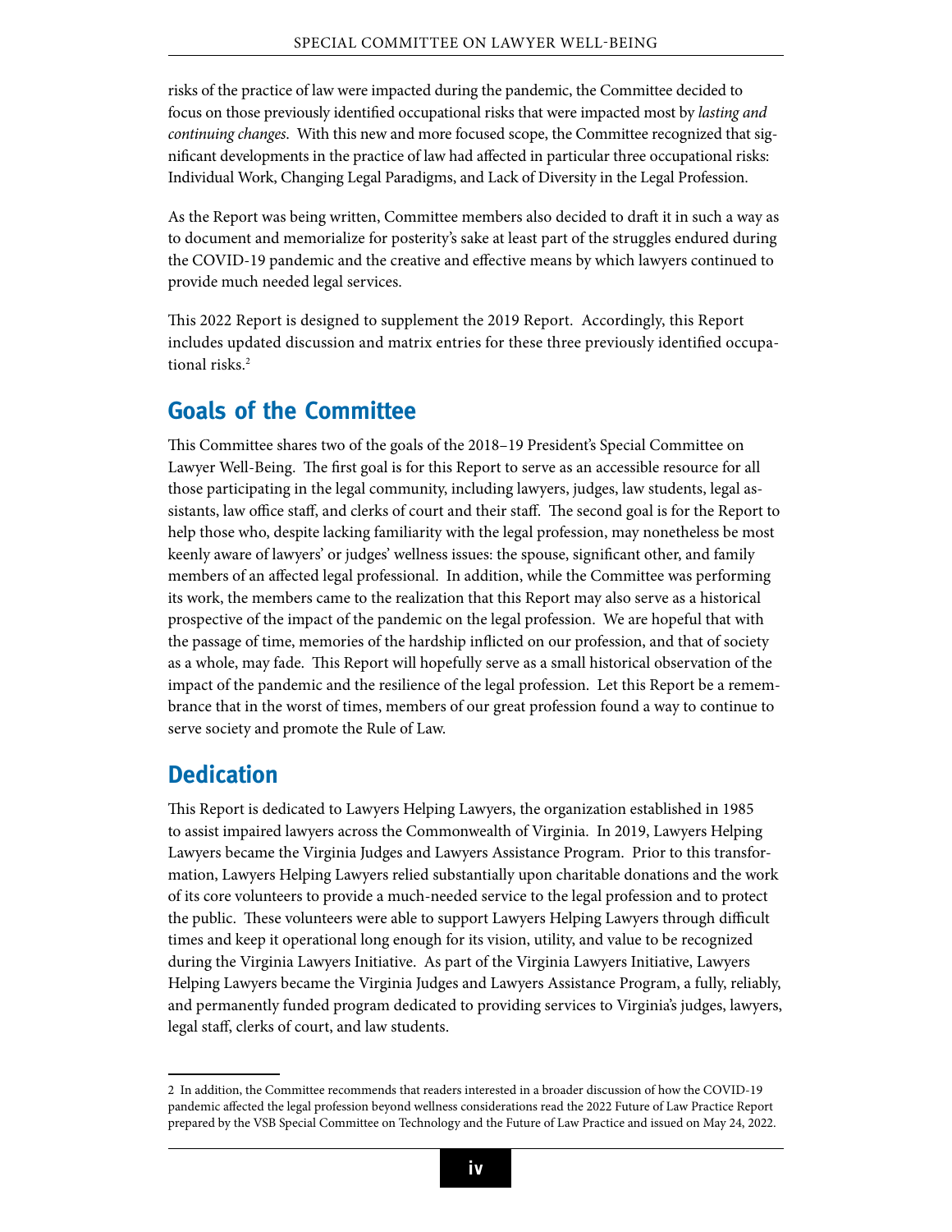risks of the practice of law were impacted during the pandemic, the Committee decided to focus on those previously identified occupational risks that were impacted most by *lasting and continuing changes*. With this new and more focused scope, the Committee recognized that significant developments in the practice of law had affected in particular three occupational risks: Individual Work, Changing Legal Paradigms, and Lack of Diversity in the Legal Profession.

As the Report was being written, Committee members also decided to draft it in such a way as to document and memorialize for posterity's sake at least part of the struggles endured during the COVID-19 pandemic and the creative and effective means by which lawyers continued to provide much needed legal services.

This 2022 Report is designed to supplement the 2019 Report. Accordingly, this Report includes updated discussion and matrix entries for these three previously identified occupational risks.[2]

## Goals of the Committee

This Committee shares two of the goals of the 2018–19 President's Special Committee on Lawyer Well-Being. The first goal is for this Report to serve as an accessible resource for all those participating in the legal community, including lawyers, judges, law students, legal assistants, law office staff, and clerks of court and their staff. The second goal is for the Report to help those who, despite lacking familiarity with the legal profession, may nonetheless be most keenly aware of lawyers' or judges' wellness issues: the spouse, significant other, and family members of an affected legal professional. In addition, while the Committee was performing its work, the members came to the realization that this Report may also serve as a historical prospective of the impact of the pandemic on the legal profession. We are hopeful that with the passage of time, memories of the hardship inflicted on our profession, and that of society as a whole, may fade. This Report will hopefully serve as a small historical observation of the impact of the pandemic and the resilience of the legal profession. Let this Report be a remembrance that in the worst of times, members of our great profession found a way to continue to serve society and promote the Rule of Law.

## Dedication

This Report is dedicated to Lawyers Helping Lawyers, the organization established in 1985 to assist impaired lawyers across the Commonwealth of Virginia. In 2019, Lawyers Helping Lawyers became the Virginia Judges and Lawyers Assistance Program. Prior to this transformation, Lawyers Helping Lawyers relied substantially upon charitable donations and the work of its core volunteers to provide a much-needed service to the legal profession and to protect the public. These volunteers were able to support Lawyers Helping Lawyers through difficult times and keep it operational long enough for its vision, utility, and value to be recognized during the Virginia Lawyers Initiative. As part of the Virginia Lawyers Initiative, Lawyers Helping Lawyers became the Virginia Judges and Lawyers Assistance Program, a fully, reliably, and permanently funded program dedicated to providing services to Virginia's judges, lawyers, legal staff, clerks of court, and law students.

---

2 In addition, the Committee recommends that readers interested in a broader discussion of how the COVID-19 pandemic affected the legal profession beyond wellness considerations read the 2022 Future of Law Practice Report prepared by the VSB Special Committee on Technology and the Future of Law Practice and issued on May 24, 2022.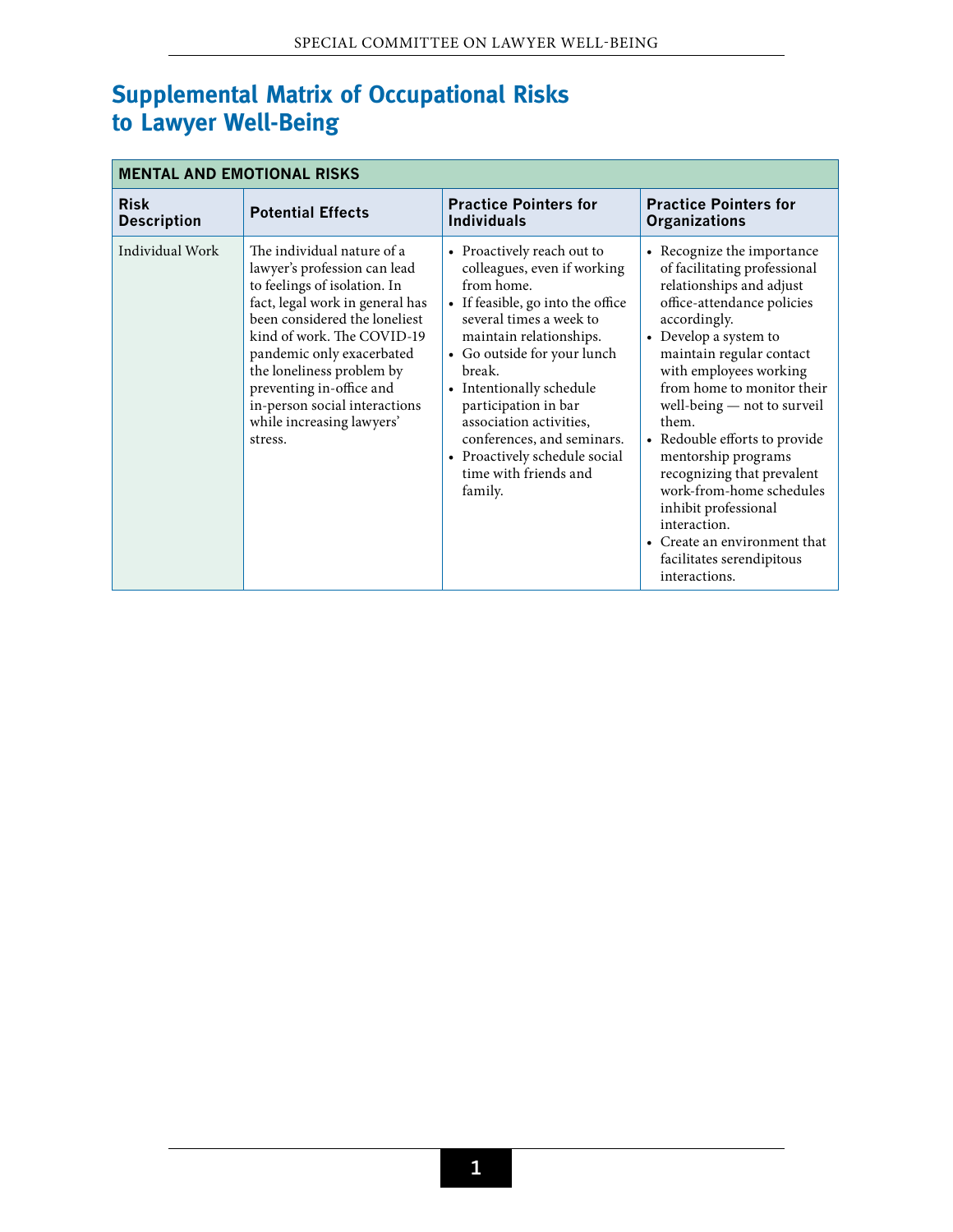# Supplemental Matrix of Occupational Risks to Lawyer Well-Being

| MENTAL AND EMOTIONAL RISKS | | | |
|---|---|---|---|
| **Risk Description** | **Potential Effects** | **Practice Pointers for Individuals** | **Practice Pointers for Organizations** |
| Individual Work | The individual nature of a lawyer's profession can lead to feelings of isolation. In fact, legal work in general has been considered the loneliest kind of work. The COVID-19 pandemic only exacerbated the loneliness problem by preventing in-office and in-person social interactions while increasing lawyers' stress. | • Proactively reach out to colleagues, even if working from home.<br>• If feasible, go into the office several times a week to maintain relationships.<br>• Go outside for your lunch break.<br>• Intentionally schedule participation in bar association activities, conferences, and seminars.<br>• Proactively schedule social time with friends and family. | • Recognize the importance of facilitating professional relationships and adjust office-attendance policies accordingly.<br>• Develop a system to maintain regular contact with employees working from home to monitor their well-being — not to surveil them.<br>• Redouble efforts to provide mentorship programs recognizing that prevalent work-from-home schedules inhibit professional interaction.<br>• Create an environment that facilitates serendipitous interactions. |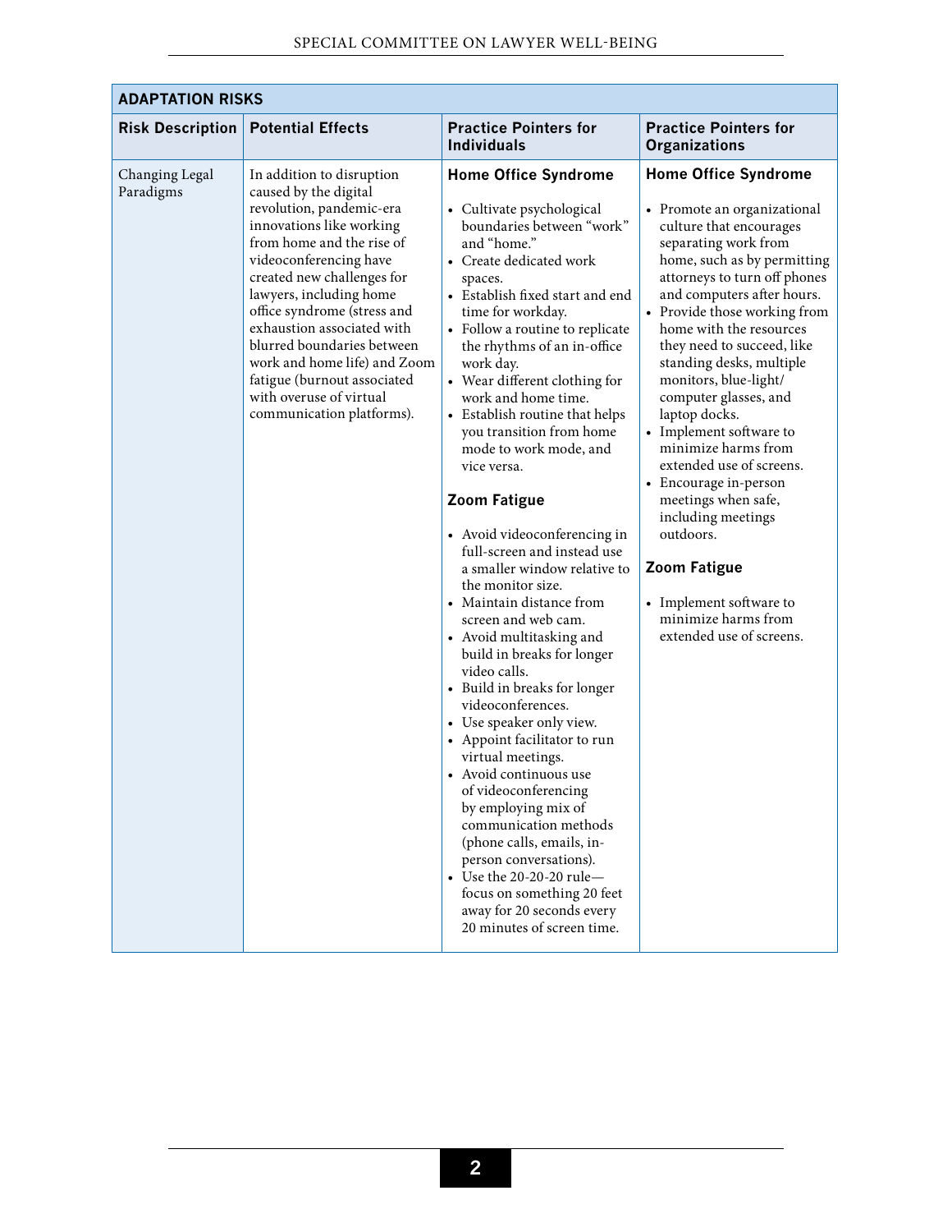| ADAPTATION RISKS | | | |
|---|---|---|---|
| **Risk Description** | **Potential Effects** | **Practice Pointers for Individuals** | **Practice Pointers for Organizations** |
| Changing Legal Paradigms | In addition to disruption caused by the digital revolution, pandemic-era innovations like working from home and the rise of videoconferencing have created new challenges for lawyers, including home office syndrome (stress and exhaustion associated with blurred boundaries between work and home life) and Zoom fatigue (burnout associated with overuse of virtual communication platforms). | **Home Office Syndrome**<br><br>• Cultivate psychological boundaries between "work" and "home."<br>• Create dedicated work spaces.<br>• Establish fixed start and end time for workday.<br>• Follow a routine to replicate the rhythms of an in-office work day.<br>• Wear different clothing for work and home time.<br>• Establish routine that helps you transition from home mode to work mode, and vice versa.<br><br>**Zoom Fatigue**<br><br>• Avoid videoconferencing in full-screen and instead use a smaller window relative to the monitor size.<br>• Maintain distance from screen and web cam.<br>• Avoid multitasking and build in breaks for longer video calls.<br>• Build in breaks for longer videoconferences.<br>• Use speaker only view.<br>• Appoint facilitator to run virtual meetings.<br>• Avoid continuous use of videoconferencing by employing mix of communication methods (phone calls, emails, in-person conversations).<br>• Use the 20-20-20 rule—focus on something 20 feet away for 20 seconds every 20 minutes of screen time. | **Home Office Syndrome**<br><br>• Promote an organizational culture that encourages separating work from home, such as by permitting attorneys to turn off phones and computers after hours.<br>• Provide those working from home with the resources they need to succeed, like standing desks, multiple monitors, blue-light/computer glasses, and laptop docks.<br>• Implement software to minimize harms from extended use of screens.<br>• Encourage in-person meetings when safe, including meetings outdoors.<br><br>**Zoom Fatigue**<br><br>• Implement software to minimize harms from extended use of screens. |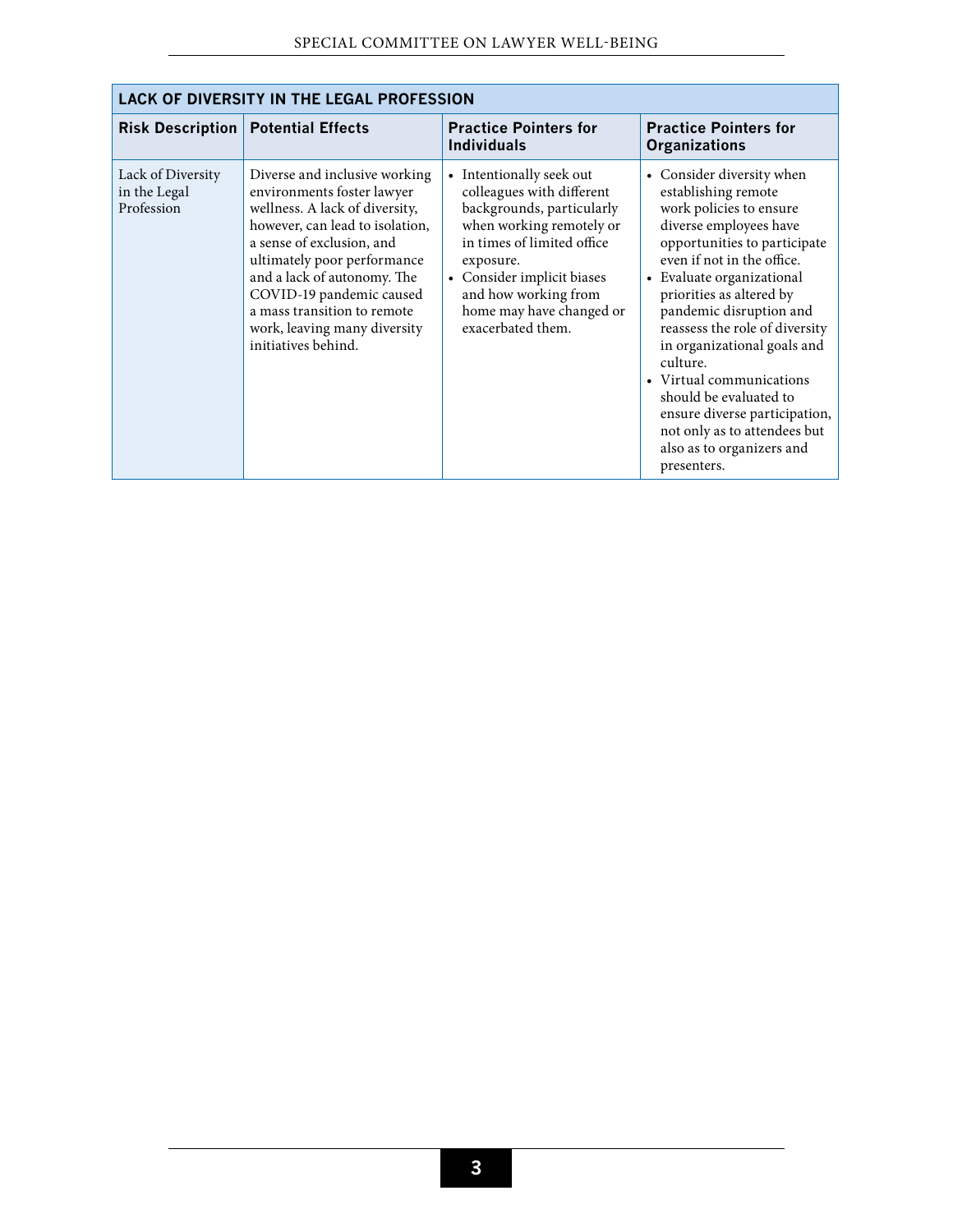| LACK OF DIVERSITY IN THE LEGAL PROFESSION | | | |
|---|---|---|---|
| **Risk Description** | **Potential Effects** | **Practice Pointers for Individuals** | **Practice Pointers for Organizations** |
| Lack of Diversity in the Legal Profession | Diverse and inclusive working environments foster lawyer wellness. A lack of diversity, however, can lead to isolation, a sense of exclusion, and ultimately poor performance and a lack of autonomy. The COVID-19 pandemic caused a mass transition to remote work, leaving many diversity initiatives behind. | • Intentionally seek out colleagues with different backgrounds, particularly when working remotely or in times of limited office exposure.<br>• Consider implicit biases and how working from home may have changed or exacerbated them. | • Consider diversity when establishing remote work policies to ensure diverse employees have opportunities to participate even if not in the office.<br>• Evaluate organizational priorities as altered by pandemic disruption and reassess the role of diversity in organizational goals and culture.<br>• Virtual communications should be evaluated to ensure diverse participation, not only as to attendees but also as to organizers and presenters. |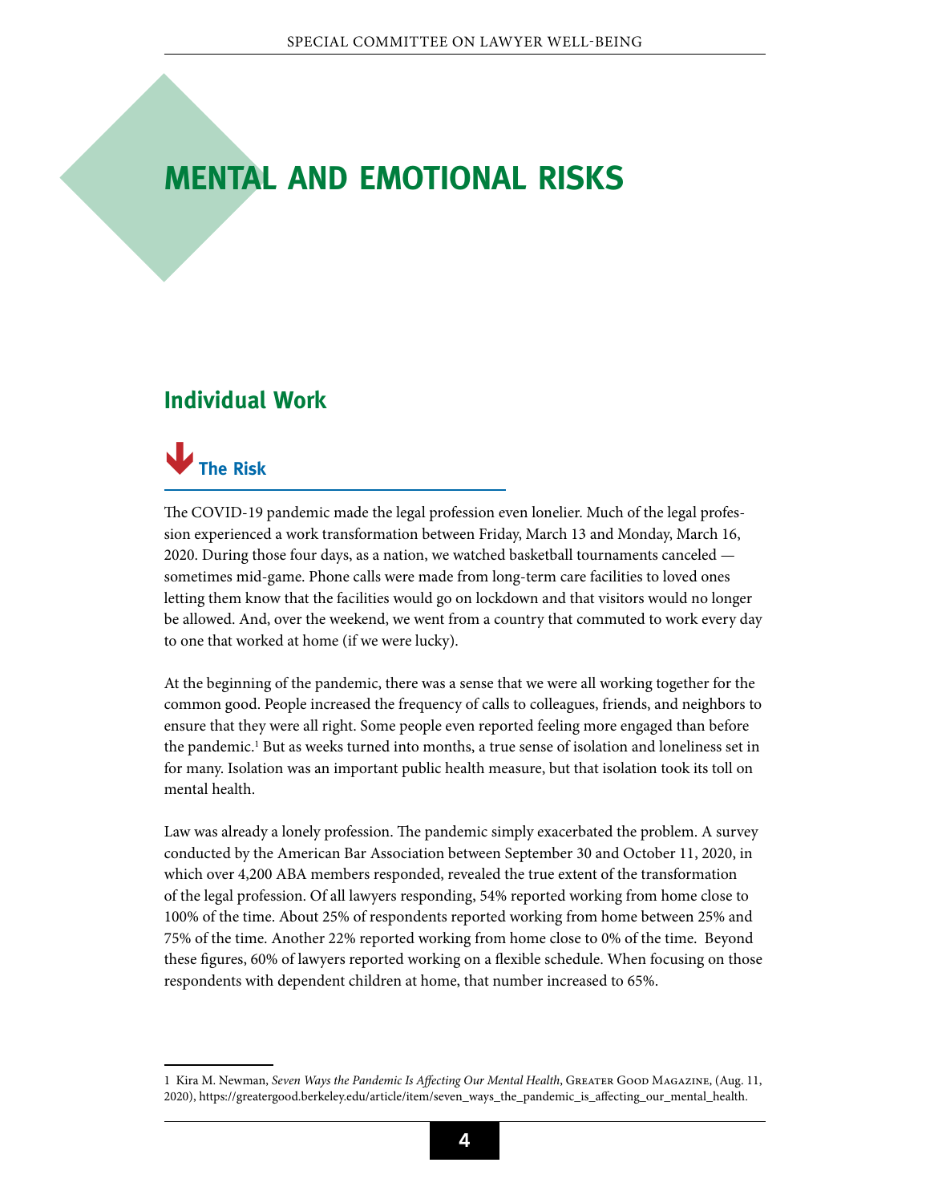# MENTAL AND EMOTIONAL RISKS

## Individual Work

### The Risk

The COVID-19 pandemic made the legal profession even lonelier. Much of the legal profession experienced a work transformation between Friday, March 13 and Monday, March 16, 2020. During those four days, as a nation, we watched basketball tournaments canceled — sometimes mid-game. Phone calls were made from long-term care facilities to loved ones letting them know that the facilities would go on lockdown and that visitors would no longer be allowed. And, over the weekend, we went from a country that commuted to work every day to one that worked at home (if we were lucky).

At the beginning of the pandemic, there was a sense that we were all working together for the common good. People increased the frequency of calls to colleagues, friends, and neighbors to ensure that they were all right. Some people even reported feeling more engaged than before the pandemic.[1] But as weeks turned into months, a true sense of isolation and loneliness set in for many. Isolation was an important public health measure, but that isolation took its toll on mental health.

Law was already a lonely profession. The pandemic simply exacerbated the problem. A survey conducted by the American Bar Association between September 30 and October 11, 2020, in which over 4,200 ABA members responded, revealed the true extent of the transformation of the legal profession. Of all lawyers responding, 54% reported working from home close to 100% of the time. About 25% of respondents reported working from home between 25% and 75% of the time. Another 22% reported working from home close to 0% of the time. Beyond these figures, 60% of lawyers reported working on a flexible schedule. When focusing on those respondents with dependent children at home, that number increased to 65%.

---

1 Kira M. Newman, *Seven Ways the Pandemic Is Affecting Our Mental Health*, Greater Good Magazine, (Aug. 11, 2020), https://greatergood.berkeley.edu/article/item/seven_ways_the_pandemic_is_affecting_our_mental_health.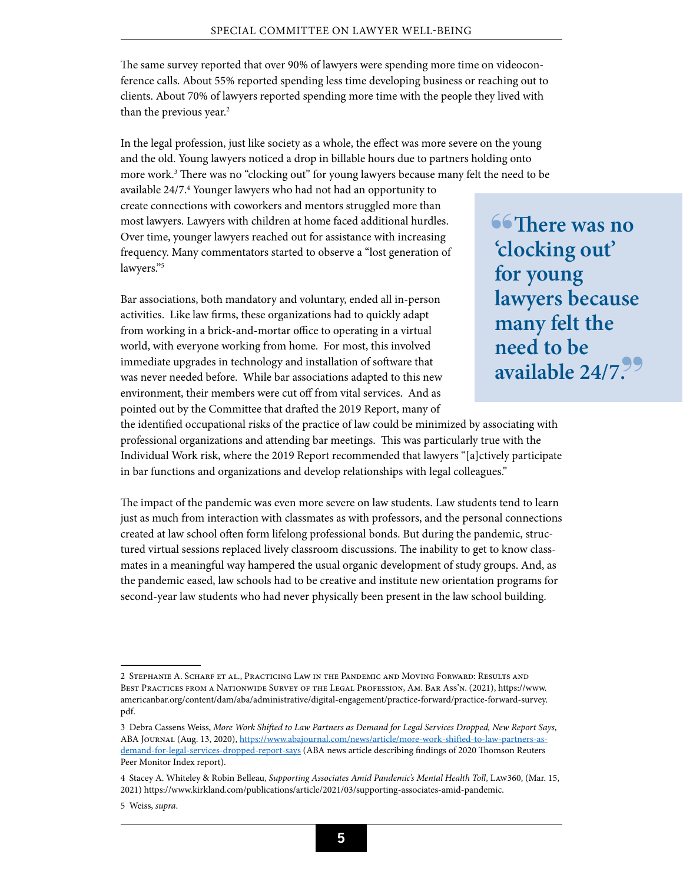The same survey reported that over 90% of lawyers were spending more time on videoconference calls. About 55% reported spending less time developing business or reaching out to clients. About 70% of lawyers reported spending more time with the people they lived with than the previous year.[2]

In the legal profession, just like society as a whole, the effect was more severe on the young and the old. Young lawyers noticed a drop in billable hours due to partners holding onto more work.[3] There was no "clocking out" for young lawyers because many felt the need to be available 24/7.[4] Younger lawyers who had not had an opportunity to create connections with coworkers and mentors struggled more than most lawyers. Lawyers with children at home faced additional hurdles. Over time, younger lawyers reached out for assistance with increasing frequency. Many commentators started to observe a "lost generation of lawyers."[5]

> **"There was no 'clocking out' for young lawyers because many felt the need to be available 24/7."**

Bar associations, both mandatory and voluntary, ended all in-person activities. Like law firms, these organizations had to quickly adapt from working in a brick-and-mortar office to operating in a virtual world, with everyone working from home. For most, this involved immediate upgrades in technology and installation of software that was never needed before. While bar associations adapted to this new environment, their members were cut off from vital services. And as pointed out by the Committee that drafted the 2019 Report, many of the identified occupational risks of the practice of law could be minimized by associating with professional organizations and attending bar meetings. This was particularly true with the Individual Work risk, where the 2019 Report recommended that lawyers "[a]ctively participate in bar functions and organizations and develop relationships with legal colleagues."

The impact of the pandemic was even more severe on law students. Law students tend to learn just as much from interaction with classmates as with professors, and the personal connections created at law school often form lifelong professional bonds. But during the pandemic, structured virtual sessions replaced lively classroom discussions. The inability to get to know classmates in a meaningful way hampered the usual organic development of study groups. And, as the pandemic eased, law schools had to be creative and institute new orientation programs for second-year law students who had never physically been present in the law school building.

---

2 Stephanie A. Scharf et al., Practicing Law in the Pandemic and Moving Forward: Results and Best Practices from a Nationwide Survey of the Legal Profession, Am. Bar Ass'n. (2021), https://www.americanbar.org/content/dam/aba/administrative/digital-engagement/practice-forward/practice-forward-survey.pdf.

3 Debra Cassens Weiss, *More Work Shifted to Law Partners as Demand for Legal Services Dropped, New Report Says*, ABA Journal (Aug. 13, 2020), https://www.abajournal.com/news/article/more-work-shifted-to-law-partners-as-demand-for-legal-services-dropped-report-says (ABA news article describing findings of 2020 Thomson Reuters Peer Monitor Index report).

4 Stacey A. Whiteley & Robin Belleau, *Supporting Associates Amid Pandemic's Mental Health Toll*, Law360, (Mar. 15, 2021) https://www.kirkland.com/publications/article/2021/03/supporting-associates-amid-pandemic.

5 Weiss, *supra*.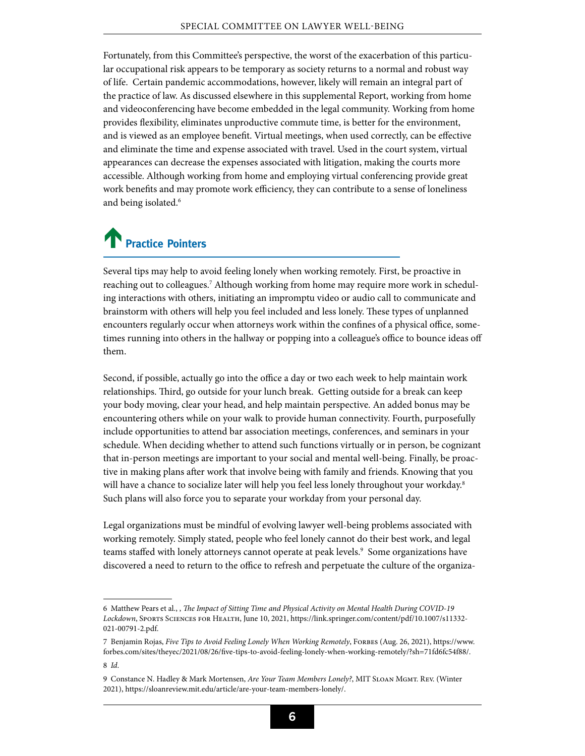Fortunately, from this Committee's perspective, the worst of the exacerbation of this particular occupational risk appears to be temporary as society returns to a normal and robust way of life. Certain pandemic accommodations, however, likely will remain an integral part of the practice of law. As discussed elsewhere in this supplemental Report, working from home and videoconferencing have become embedded in the legal community. Working from home provides flexibility, eliminates unproductive commute time, is better for the environment, and is viewed as an employee benefit. Virtual meetings, when used correctly, can be effective and eliminate the time and expense associated with travel. Used in the court system, virtual appearances can decrease the expenses associated with litigation, making the courts more accessible. Although working from home and employing virtual conferencing provide great work benefits and may promote work efficiency, they can contribute to a sense of loneliness and being isolated.[6]

## Practice Pointers

Several tips may help to avoid feeling lonely when working remotely. First, be proactive in reaching out to colleagues.[7] Although working from home may require more work in scheduling interactions with others, initiating an impromptu video or audio call to communicate and brainstorm with others will help you feel included and less lonely. These types of unplanned encounters regularly occur when attorneys work within the confines of a physical office, sometimes running into others in the hallway or popping into a colleague's office to bounce ideas off them.

Second, if possible, actually go into the office a day or two each week to help maintain work relationships. Third, go outside for your lunch break. Getting outside for a break can keep your body moving, clear your head, and help maintain perspective. An added bonus may be encountering others while on your walk to provide human connectivity. Fourth, purposefully include opportunities to attend bar association meetings, conferences, and seminars in your schedule. When deciding whether to attend such functions virtually or in person, be cognizant that in-person meetings are important to your social and mental well-being. Finally, be proactive in making plans after work that involve being with family and friends. Knowing that you will have a chance to socialize later will help you feel less lonely throughout your workday.[8] Such plans will also force you to separate your workday from your personal day.

Legal organizations must be mindful of evolving lawyer well-being problems associated with working remotely. Simply stated, people who feel lonely cannot do their best work, and legal teams staffed with lonely attorneys cannot operate at peak levels.[9] Some organizations have discovered a need to return to the office to refresh and perpetuate the culture of the organiza-

---

6 Matthew Pears et al., , *The Impact of Sitting Time and Physical Activity on Mental Health During COVID-19 Lockdown*, Sports Sciences for Health, June 10, 2021, https://link.springer.com/content/pdf/10.1007/s11332-021-00791-2.pdf.

7 Benjamin Rojas, *Five Tips to Avoid Feeling Lonely When Working Remotely*, Forbes (Aug. 26, 2021), https://www.forbes.com/sites/theyec/2021/08/26/five-tips-to-avoid-feeling-lonely-when-working-remotely/?sh=71fd6fc54f88/.

8 *Id.*

9 Constance N. Hadley & Mark Mortensen, *Are Your Team Members Lonely?*, MIT Sloan Mgmt. Rev. (Winter 2021), https://sloanreview.mit.edu/article/are-your-team-members-lonely/.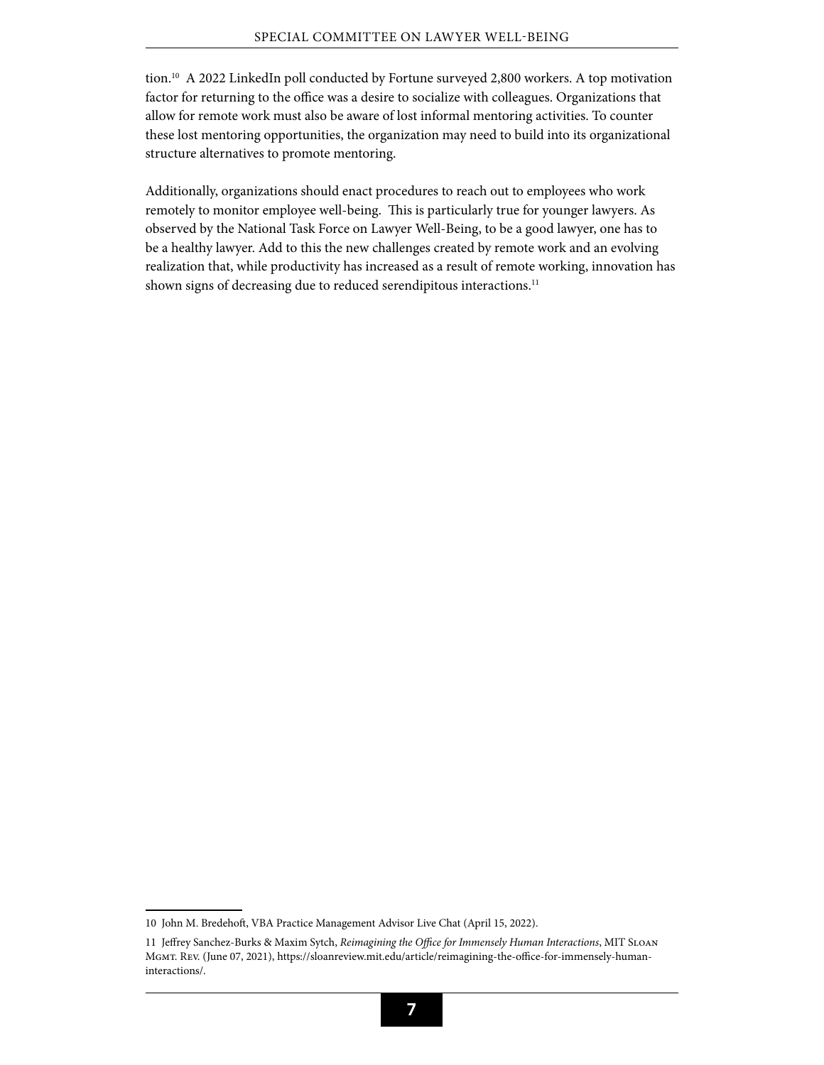tion.[10] A 2022 LinkedIn poll conducted by Fortune surveyed 2,800 workers. A top motivation factor for returning to the office was a desire to socialize with colleagues. Organizations that allow for remote work must also be aware of lost informal mentoring activities. To counter these lost mentoring opportunities, the organization may need to build into its organizational structure alternatives to promote mentoring.

Additionally, organizations should enact procedures to reach out to employees who work remotely to monitor employee well-being. This is particularly true for younger lawyers. As observed by the National Task Force on Lawyer Well-Being, to be a good lawyer, one has to be a healthy lawyer. Add to this the new challenges created by remote work and an evolving realization that, while productivity has increased as a result of remote working, innovation has shown signs of decreasing due to reduced serendipitous interactions.[11]

---

10 John M. Bredehoft, VBA Practice Management Advisor Live Chat (April 15, 2022).

11 Jeffrey Sanchez-Burks & Maxim Sytch, *Reimagining the Office for Immensely Human Interactions*, MIT Sloan Mgmt. Rev. (June 07, 2021), https://sloanreview.mit.edu/article/reimagining-the-office-for-immensely-human-interactions/.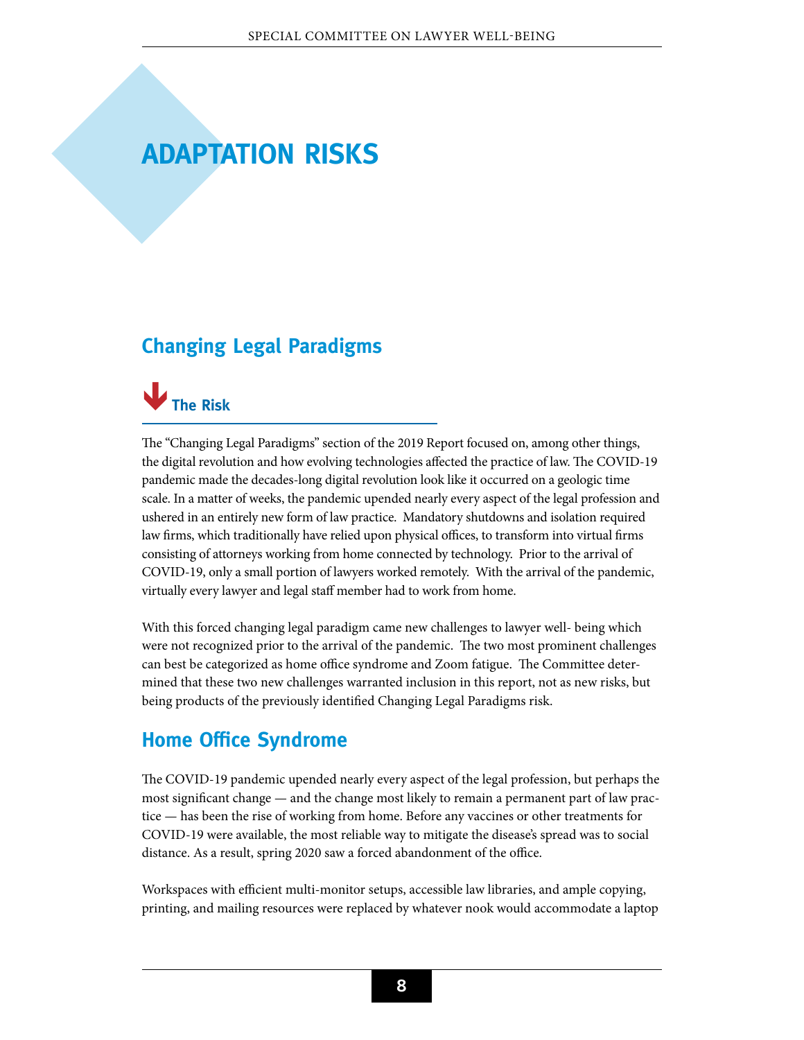# ADAPTATION RISKS

## Changing Legal Paradigms

### The Risk

The "Changing Legal Paradigms" section of the 2019 Report focused on, among other things, the digital revolution and how evolving technologies affected the practice of law. The COVID-19 pandemic made the decades-long digital revolution look like it occurred on a geologic time scale. In a matter of weeks, the pandemic upended nearly every aspect of the legal profession and ushered in an entirely new form of law practice. Mandatory shutdowns and isolation required law firms, which traditionally have relied upon physical offices, to transform into virtual firms consisting of attorneys working from home connected by technology. Prior to the arrival of COVID-19, only a small portion of lawyers worked remotely. With the arrival of the pandemic, virtually every lawyer and legal staff member had to work from home.

With this forced changing legal paradigm came new challenges to lawyer well- being which were not recognized prior to the arrival of the pandemic. The two most prominent challenges can best be categorized as home office syndrome and Zoom fatigue. The Committee determined that these two new challenges warranted inclusion in this report, not as new risks, but being products of the previously identified Changing Legal Paradigms risk.

## Home Office Syndrome

The COVID-19 pandemic upended nearly every aspect of the legal profession, but perhaps the most significant change — and the change most likely to remain a permanent part of law practice — has been the rise of working from home. Before any vaccines or other treatments for COVID-19 were available, the most reliable way to mitigate the disease's spread was to social distance. As a result, spring 2020 saw a forced abandonment of the office.

Workspaces with efficient multi-monitor setups, accessible law libraries, and ample copying, printing, and mailing resources were replaced by whatever nook would accommodate a laptop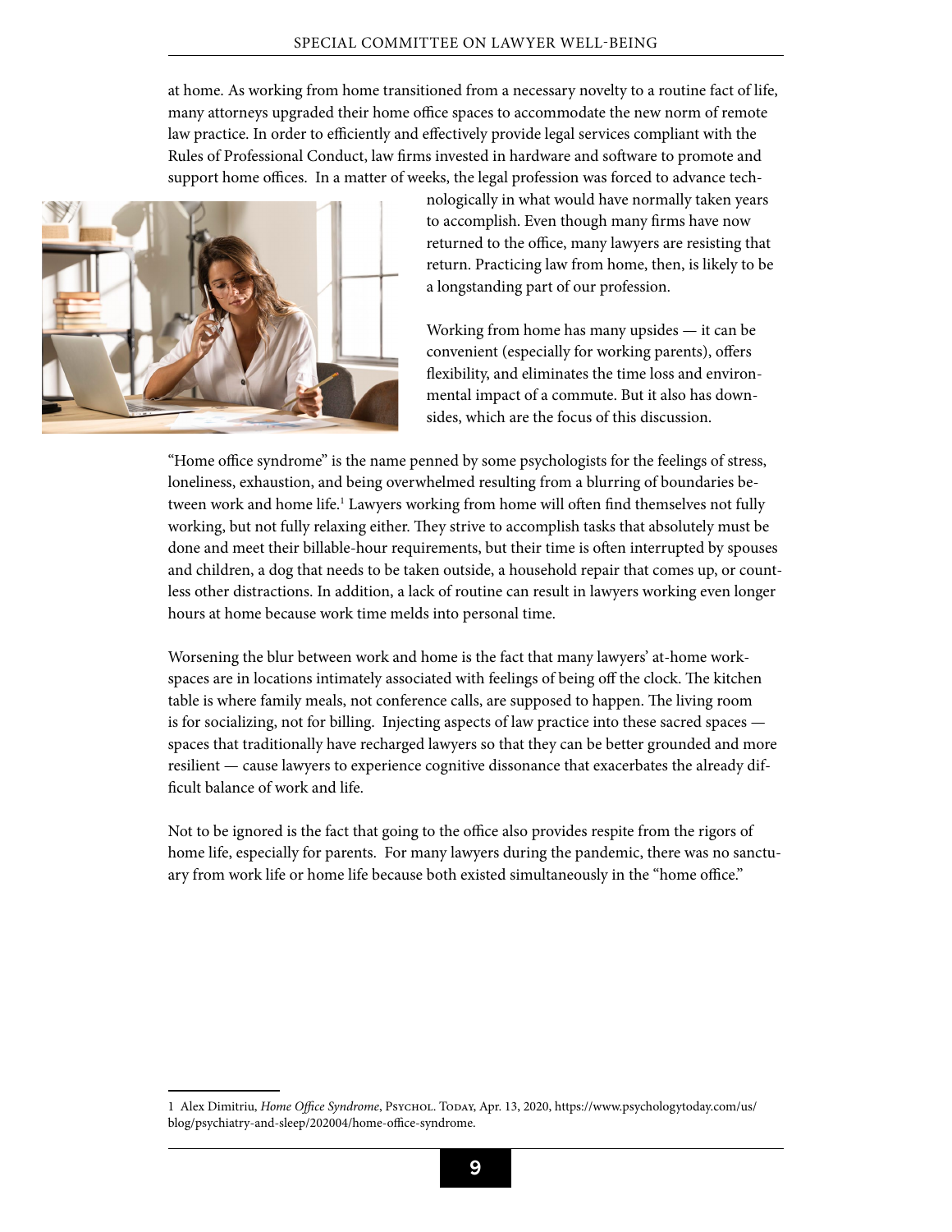at home. As working from home transitioned from a necessary novelty to a routine fact of life, many attorneys upgraded their home office spaces to accommodate the new norm of remote law practice. In order to efficiently and effectively provide legal services compliant with the Rules of Professional Conduct, law firms invested in hardware and software to promote and support home offices. In a matter of weeks, the legal profession was forced to advance technologically in what would have normally taken years to accomplish. Even though many firms have now returned to the office, many lawyers are resisting that return. Practicing law from home, then, is likely to be a longstanding part of our profession.

Working from home has many upsides — it can be convenient (especially for working parents), offers flexibility, and eliminates the time loss and environmental impact of a commute. But it also has downsides, which are the focus of this discussion.

"Home office syndrome" is the name penned by some psychologists for the feelings of stress, loneliness, exhaustion, and being overwhelmed resulting from a blurring of boundaries between work and home life.[1] Lawyers working from home will often find themselves not fully working, but not fully relaxing either. They strive to accomplish tasks that absolutely must be done and meet their billable-hour requirements, but their time is often interrupted by spouses and children, a dog that needs to be taken outside, a household repair that comes up, or countless other distractions. In addition, a lack of routine can result in lawyers working even longer hours at home because work time melds into personal time.

Worsening the blur between work and home is the fact that many lawyers' at-home workspaces are in locations intimately associated with feelings of being off the clock. The kitchen table is where family meals, not conference calls, are supposed to happen. The living room is for socializing, not for billing. Injecting aspects of law practice into these sacred spaces — spaces that traditionally have recharged lawyers so that they can be better grounded and more resilient — cause lawyers to experience cognitive dissonance that exacerbates the already difficult balance of work and life.

Not to be ignored is the fact that going to the office also provides respite from the rigors of home life, especially for parents. For many lawyers during the pandemic, there was no sanctuary from work life or home life because both existed simultaneously in the "home office."

---

1 Alex Dimitriu, *Home Office Syndrome*, Psychol. Today, Apr. 13, 2020, https://www.psychologytoday.com/us/blog/psychiatry-and-sleep/202004/home-office-syndrome.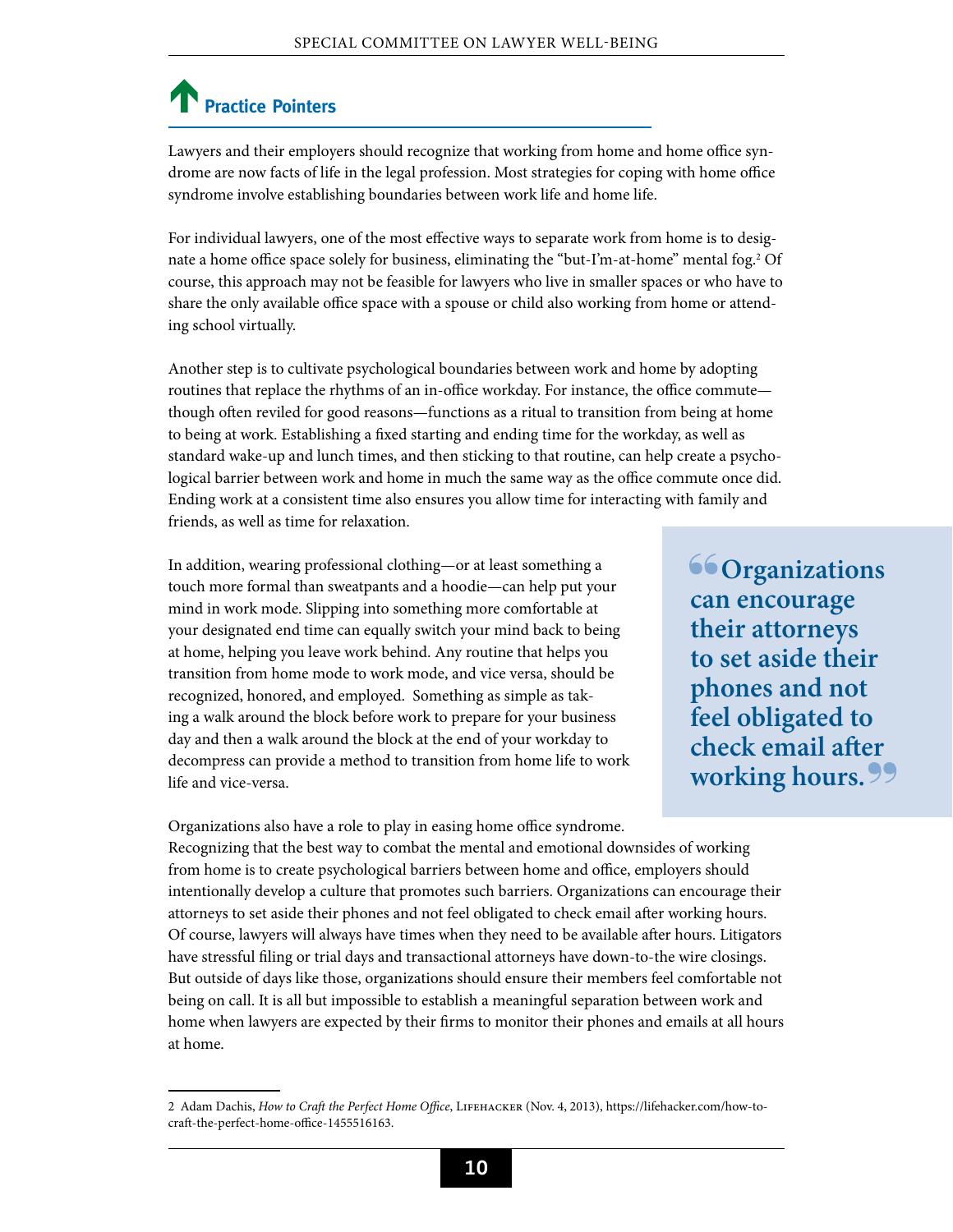## Practice Pointers

Lawyers and their employers should recognize that working from home and home office syndrome are now facts of life in the legal profession. Most strategies for coping with home office syndrome involve establishing boundaries between work life and home life.

For individual lawyers, one of the most effective ways to separate work from home is to designate a home office space solely for business, eliminating the "but-I'm-at-home" mental fog.[2] Of course, this approach may not be feasible for lawyers who live in smaller spaces or who have to share the only available office space with a spouse or child also working from home or attending school virtually.

Another step is to cultivate psychological boundaries between work and home by adopting routines that replace the rhythms of an in-office workday. For instance, the office commute—though often reviled for good reasons—functions as a ritual to transition from being at home to being at work. Establishing a fixed starting and ending time for the workday, as well as standard wake-up and lunch times, and then sticking to that routine, can help create a psychological barrier between work and home in much the same way as the office commute once did. Ending work at a consistent time also ensures you allow time for interacting with family and friends, as well as time for relaxation.

In addition, wearing professional clothing—or at least something a touch more formal than sweatpants and a hoodie—can help put your mind in work mode. Slipping into something more comfortable at your designated end time can equally switch your mind back to being at home, helping you leave work behind. Any routine that helps you transition from home mode to work mode, and vice versa, should be recognized, honored, and employed. Something as simple as taking a walk around the block before work to prepare for your business day and then a walk around the block at the end of your workday to decompress can provide a method to transition from home life to work life and vice-versa.

> **"Organizations can encourage their attorneys to set aside their phones and not feel obligated to check email after working hours."**

Organizations also have a role to play in easing home office syndrome. Recognizing that the best way to combat the mental and emotional downsides of working from home is to create psychological barriers between home and office, employers should intentionally develop a culture that promotes such barriers. Organizations can encourage their attorneys to set aside their phones and not feel obligated to check email after working hours. Of course, lawyers will always have times when they need to be available after hours. Litigators have stressful filing or trial days and transactional attorneys have down-to-the wire closings. But outside of days like those, organizations should ensure their members feel comfortable not being on call. It is all but impossible to establish a meaningful separation between work and home when lawyers are expected by their firms to monitor their phones and emails at all hours at home.

---

2 Adam Dachis, *How to Craft the Perfect Home Office*, Lifehacker (Nov. 4, 2013), https://lifehacker.com/how-to-craft-the-perfect-home-office-1455516163.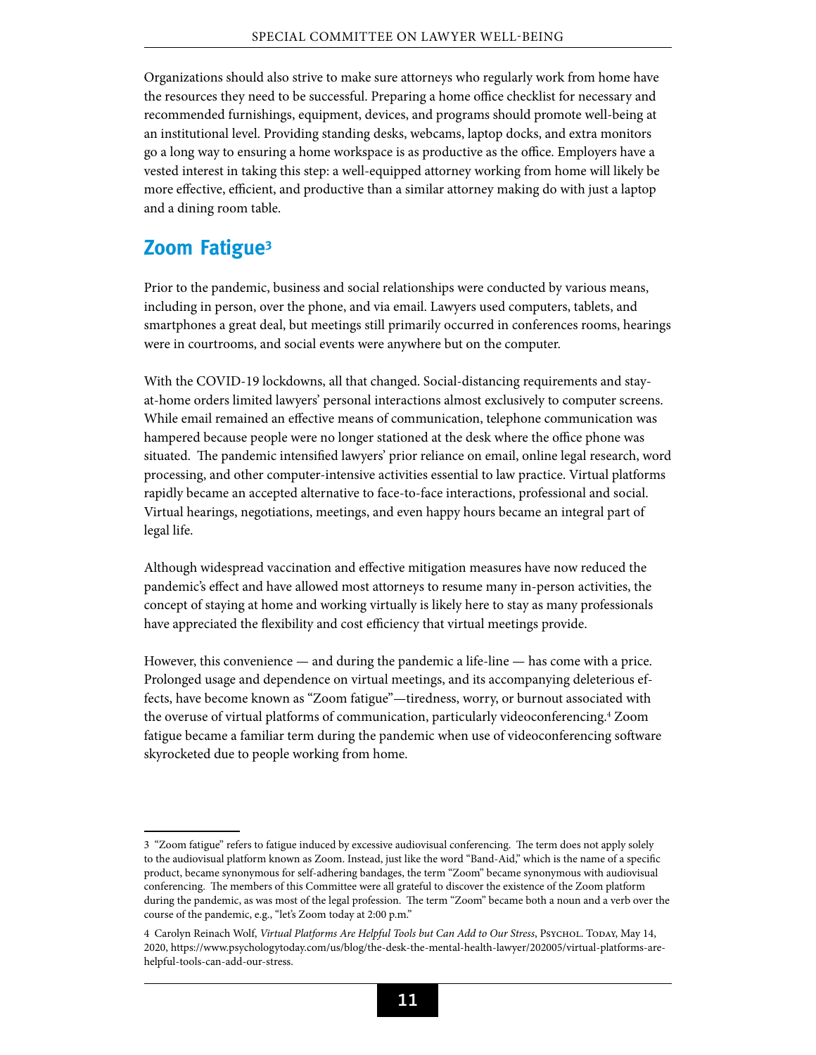Organizations should also strive to make sure attorneys who regularly work from home have the resources they need to be successful. Preparing a home office checklist for necessary and recommended furnishings, equipment, devices, and programs should promote well-being at an institutional level. Providing standing desks, webcams, laptop docks, and extra monitors go a long way to ensuring a home workspace is as productive as the office. Employers have a vested interest in taking this step: a well-equipped attorney working from home will likely be more effective, efficient, and productive than a similar attorney making do with just a laptop and a dining room table.

## Zoom Fatigue[3]

Prior to the pandemic, business and social relationships were conducted by various means, including in person, over the phone, and via email. Lawyers used computers, tablets, and smartphones a great deal, but meetings still primarily occurred in conferences rooms, hearings were in courtrooms, and social events were anywhere but on the computer.

With the COVID-19 lockdowns, all that changed. Social-distancing requirements and stay-at-home orders limited lawyers' personal interactions almost exclusively to computer screens. While email remained an effective means of communication, telephone communication was hampered because people were no longer stationed at the desk where the office phone was situated. The pandemic intensified lawyers' prior reliance on email, online legal research, word processing, and other computer-intensive activities essential to law practice. Virtual platforms rapidly became an accepted alternative to face-to-face interactions, professional and social. Virtual hearings, negotiations, meetings, and even happy hours became an integral part of legal life.

Although widespread vaccination and effective mitigation measures have now reduced the pandemic's effect and have allowed most attorneys to resume many in-person activities, the concept of staying at home and working virtually is likely here to stay as many professionals have appreciated the flexibility and cost efficiency that virtual meetings provide.

However, this convenience — and during the pandemic a life-line — has come with a price. Prolonged usage and dependence on virtual meetings, and its accompanying deleterious effects, have become known as "Zoom fatigue"—tiredness, worry, or burnout associated with the overuse of virtual platforms of communication, particularly videoconferencing.[4] Zoom fatigue became a familiar term during the pandemic when use of videoconferencing software skyrocketed due to people working from home.

---

3 "Zoom fatigue" refers to fatigue induced by excessive audiovisual conferencing. The term does not apply solely to the audiovisual platform known as Zoom. Instead, just like the word "Band-Aid," which is the name of a specific product, became synonymous for self-adhering bandages, the term "Zoom" became synonymous with audiovisual conferencing. The members of this Committee were all grateful to discover the existence of the Zoom platform during the pandemic, as was most of the legal profession. The term "Zoom" became both a noun and a verb over the course of the pandemic, e.g., "let's Zoom today at 2:00 p.m."

4 Carolyn Reinach Wolf, *Virtual Platforms Are Helpful Tools but Can Add to Our Stress*, Psychol. Today, May 14, 2020, https://www.psychologytoday.com/us/blog/the-desk-the-mental-health-lawyer/202005/virtual-platforms-are-helpful-tools-can-add-our-stress.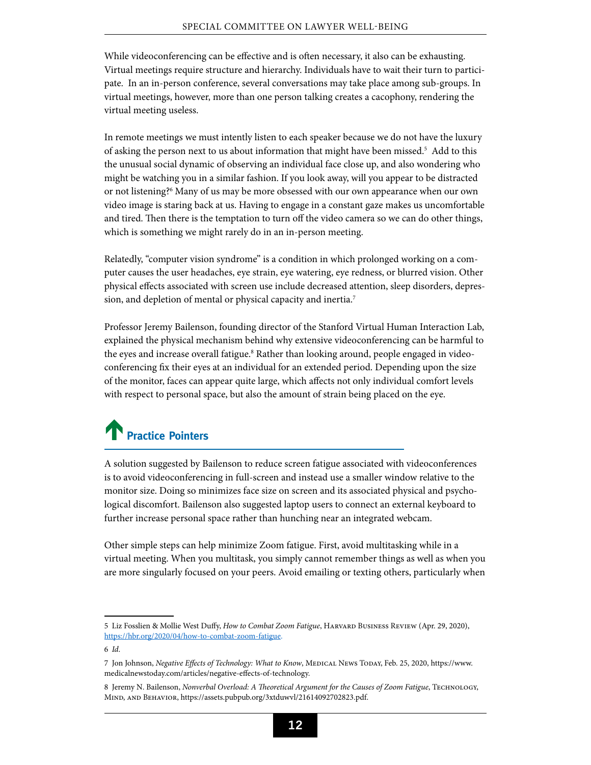While videoconferencing can be effective and is often necessary, it also can be exhausting. Virtual meetings require structure and hierarchy. Individuals have to wait their turn to participate. In an in-person conference, several conversations may take place among sub-groups. In virtual meetings, however, more than one person talking creates a cacophony, rendering the virtual meeting useless.

In remote meetings we must intently listen to each speaker because we do not have the luxury of asking the person next to us about information that might have been missed.[5] Add to this the unusual social dynamic of observing an individual face close up, and also wondering who might be watching you in a similar fashion. If you look away, will you appear to be distracted or not listening?[6] Many of us may be more obsessed with our own appearance when our own video image is staring back at us. Having to engage in a constant gaze makes us uncomfortable and tired. Then there is the temptation to turn off the video camera so we can do other things, which is something we might rarely do in an in-person meeting.

Relatedly, "computer vision syndrome" is a condition in which prolonged working on a computer causes the user headaches, eye strain, eye watering, eye redness, or blurred vision. Other physical effects associated with screen use include decreased attention, sleep disorders, depression, and depletion of mental or physical capacity and inertia.[7]

Professor Jeremy Bailenson, founding director of the Stanford Virtual Human Interaction Lab, explained the physical mechanism behind why extensive videoconferencing can be harmful to the eyes and increase overall fatigue.[8] Rather than looking around, people engaged in videoconferencing fix their eyes at an individual for an extended period. Depending upon the size of the monitor, faces can appear quite large, which affects not only individual comfort levels with respect to personal space, but also the amount of strain being placed on the eye.

## Practice Pointers

A solution suggested by Bailenson to reduce screen fatigue associated with videoconferences is to avoid videoconferencing in full-screen and instead use a smaller window relative to the monitor size. Doing so minimizes face size on screen and its associated physical and psychological discomfort. Bailenson also suggested laptop users to connect an external keyboard to further increase personal space rather than hunching near an integrated webcam.

Other simple steps can help minimize Zoom fatigue. First, avoid multitasking while in a virtual meeting. When you multitask, you simply cannot remember things as well as when you are more singularly focused on your peers. Avoid emailing or texting others, particularly when

---

5 Liz Fosslien & Mollie West Duffy, *How to Combat Zoom Fatigue*, Harvard Business Review (Apr. 29, 2020), https://hbr.org/2020/04/how-to-combat-zoom-fatigue.

6 *Id.*

7 Jon Johnson, *Negative Effects of Technology: What to Know*, Medical News Today, Feb. 25, 2020, https://www.medicalnewstoday.com/articles/negative-effects-of-technology.

8 Jeremy N. Bailenson, *Nonverbal Overload: A Theoretical Argument for the Causes of Zoom Fatigue*, Technology, Mind, and Behavior, https://assets.pubpub.org/3xtduwvl/21614092702823.pdf.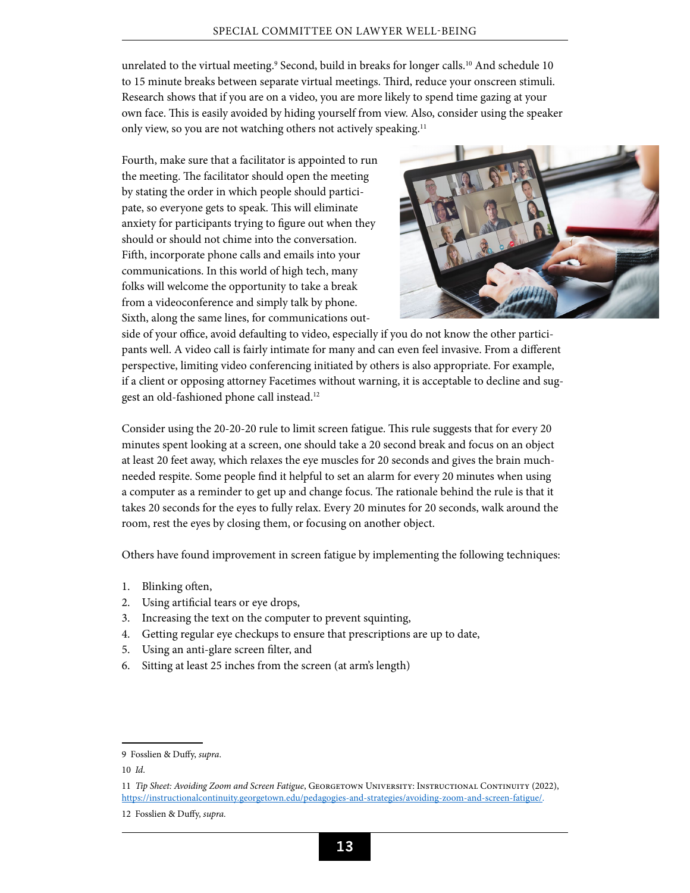unrelated to the virtual meeting.[9] Second, build in breaks for longer calls.[10] And schedule 10 to 15 minute breaks between separate virtual meetings. Third, reduce your onscreen stimuli. Research shows that if you are on a video, you are more likely to spend time gazing at your own face. This is easily avoided by hiding yourself from view. Also, consider using the speaker only view, so you are not watching others not actively speaking.[11]

Fourth, make sure that a facilitator is appointed to run the meeting. The facilitator should open the meeting by stating the order in which people should participate, so everyone gets to speak. This will eliminate anxiety for participants trying to figure out when they should or should not chime into the conversation. Fifth, incorporate phone calls and emails into your communications. In this world of high tech, many folks will welcome the opportunity to take a break from a videoconference and simply talk by phone. Sixth, along the same lines, for communications outside of your office, avoid defaulting to video, especially if you do not know the other participants well. A video call is fairly intimate for many and can even feel invasive. From a different perspective, limiting video conferencing initiated by others is also appropriate. For example, if a client or opposing attorney Facetimes without warning, it is acceptable to decline and suggest an old-fashioned phone call instead.[12]

Consider using the 20-20-20 rule to limit screen fatigue. This rule suggests that for every 20 minutes spent looking at a screen, one should take a 20 second break and focus on an object at least 20 feet away, which relaxes the eye muscles for 20 seconds and gives the brain much-needed respite. Some people find it helpful to set an alarm for every 20 minutes when using a computer as a reminder to get up and change focus. The rationale behind the rule is that it takes 20 seconds for the eyes to fully relax. Every 20 minutes for 20 seconds, walk around the room, rest the eyes by closing them, or focusing on another object.

Others have found improvement in screen fatigue by implementing the following techniques:

1. Blinking often,
2. Using artificial tears or eye drops,
3. Increasing the text on the computer to prevent squinting,
4. Getting regular eye checkups to ensure that prescriptions are up to date,
5. Using an anti-glare screen filter, and
6. Sitting at least 25 inches from the screen (at arm's length)

---

9 Fosslien & Duffy, *supra*.

10 *Id*.

11 *Tip Sheet: Avoiding Zoom and Screen Fatigue*, Georgetown University: Instructional Continuity (2022), https://instructionalcontinuity.georgetown.edu/pedagogies-and-strategies/avoiding-zoom-and-screen-fatigue/.

12 Fosslien & Duffy, *supra*.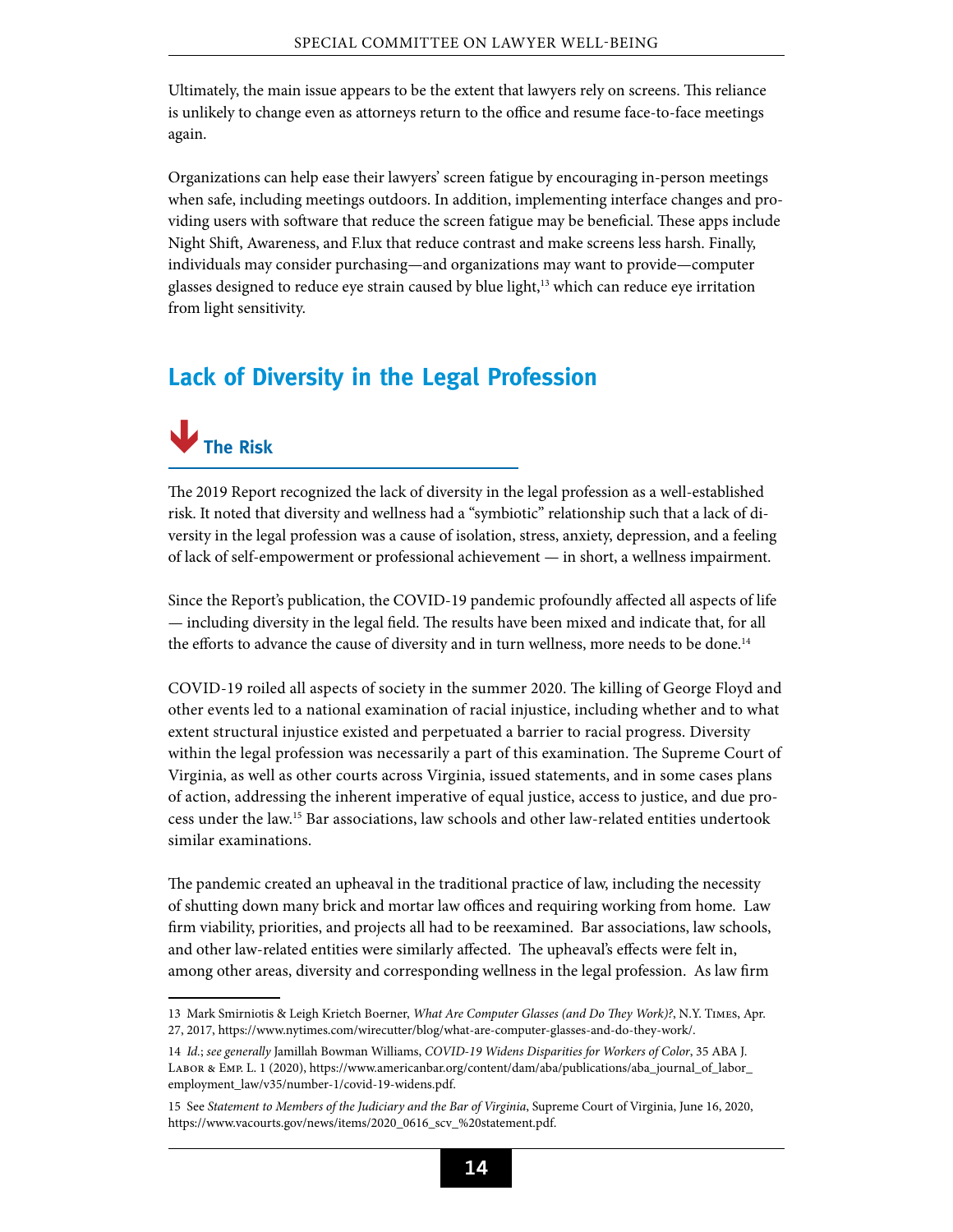Ultimately, the main issue appears to be the extent that lawyers rely on screens. This reliance is unlikely to change even as attorneys return to the office and resume face-to-face meetings again.

Organizations can help ease their lawyers' screen fatigue by encouraging in-person meetings when safe, including meetings outdoors. In addition, implementing interface changes and providing users with software that reduce the screen fatigue may be beneficial. These apps include Night Shift, Awareness, and F.lux that reduce contrast and make screens less harsh. Finally, individuals may consider purchasing—and organizations may want to provide—computer glasses designed to reduce eye strain caused by blue light,[13] which can reduce eye irritation from light sensitivity.

## Lack of Diversity in the Legal Profession

### The Risk

The 2019 Report recognized the lack of diversity in the legal profession as a well-established risk. It noted that diversity and wellness had a "symbiotic" relationship such that a lack of diversity in the legal profession was a cause of isolation, stress, anxiety, depression, and a feeling of lack of self-empowerment or professional achievement — in short, a wellness impairment.

Since the Report's publication, the COVID-19 pandemic profoundly affected all aspects of life — including diversity in the legal field. The results have been mixed and indicate that, for all the efforts to advance the cause of diversity and in turn wellness, more needs to be done.[14]

COVID-19 roiled all aspects of society in the summer 2020. The killing of George Floyd and other events led to a national examination of racial injustice, including whether and to what extent structural injustice existed and perpetuated a barrier to racial progress. Diversity within the legal profession was necessarily a part of this examination. The Supreme Court of Virginia, as well as other courts across Virginia, issued statements, and in some cases plans of action, addressing the inherent imperative of equal justice, access to justice, and due process under the law.[15] Bar associations, law schools and other law-related entities undertook similar examinations.

The pandemic created an upheaval in the traditional practice of law, including the necessity of shutting down many brick and mortar law offices and requiring working from home. Law firm viability, priorities, and projects all had to be reexamined. Bar associations, law schools, and other law-related entities were similarly affected. The upheaval's effects were felt in, among other areas, diversity and corresponding wellness in the legal profession. As law firm

---

13 Mark Smirniotis & Leigh Krietch Boerner, *What Are Computer Glasses (and Do They Work)?*, N.Y. Times, Apr. 27, 2017, https://www.nytimes.com/wirecutter/blog/what-are-computer-glasses-and-do-they-work/.

14 *Id.*; *see generally* Jamillah Bowman Williams, *COVID-19 Widens Disparities for Workers of Color*, 35 ABA J. Labor & Emp. L. 1 (2020), https://www.americanbar.org/content/dam/aba/publications/aba_journal_of_labor_employment_law/v35/number-1/covid-19-widens.pdf.

15 See *Statement to Members of the Judiciary and the Bar of Virginia*, Supreme Court of Virginia, June 16, 2020, https://www.vacourts.gov/news/items/2020_0616_scv_%20statement.pdf.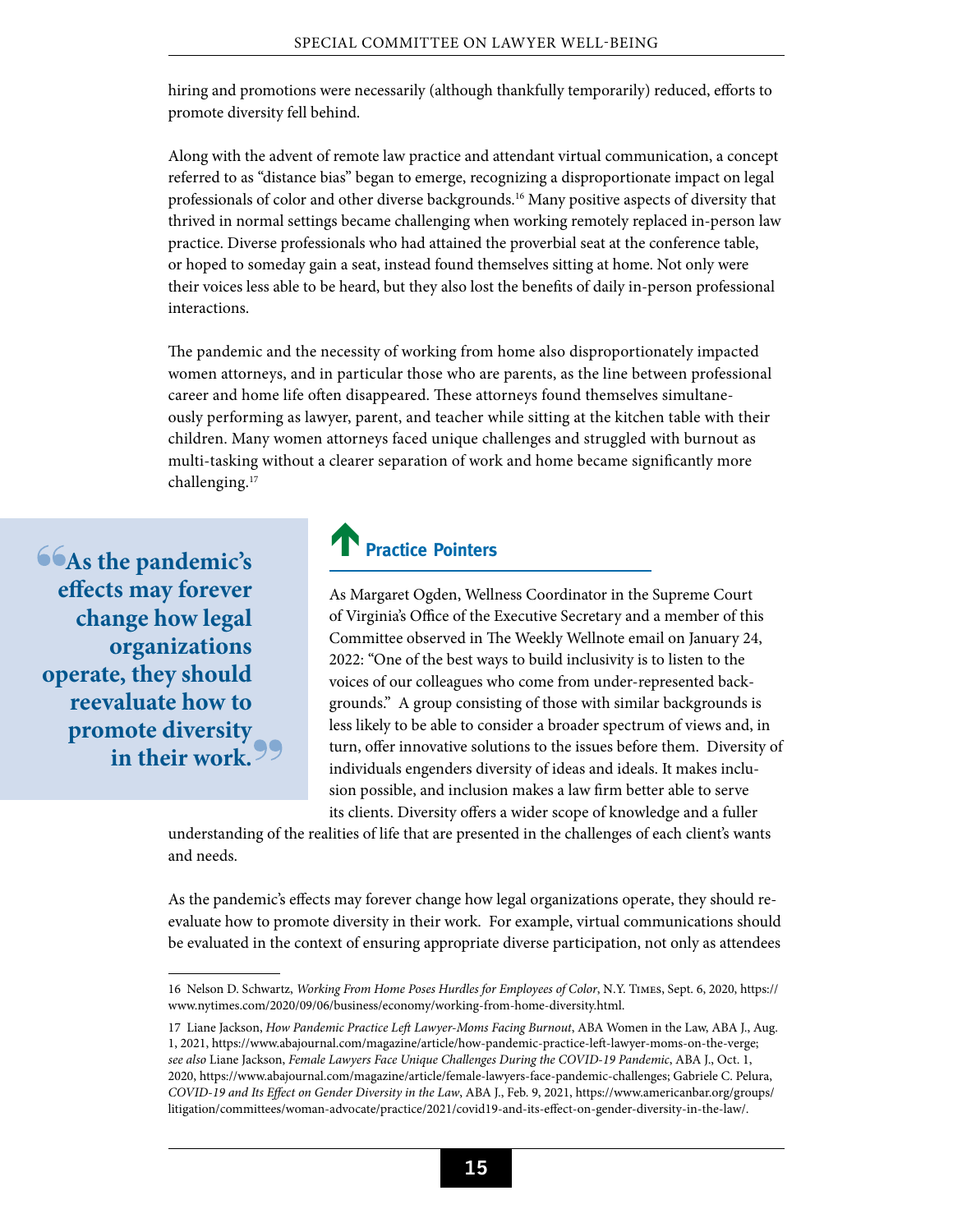hiring and promotions were necessarily (although thankfully temporarily) reduced, efforts to promote diversity fell behind.

Along with the advent of remote law practice and attendant virtual communication, a concept referred to as "distance bias" began to emerge, recognizing a disproportionate impact on legal professionals of color and other diverse backgrounds.[16] Many positive aspects of diversity that thrived in normal settings became challenging when working remotely replaced in-person law practice. Diverse professionals who had attained the proverbial seat at the conference table, or hoped to someday gain a seat, instead found themselves sitting at home. Not only were their voices less able to be heard, but they also lost the benefits of daily in-person professional interactions.

The pandemic and the necessity of working from home also disproportionately impacted women attorneys, and in particular those who are parents, as the line between professional career and home life often disappeared. These attorneys found themselves simultaneously performing as lawyer, parent, and teacher while sitting at the kitchen table with their children. Many women attorneys faced unique challenges and struggled with burnout as multi-tasking without a clearer separation of work and home became significantly more challenging.[17]

> **"As the pandemic's effects may forever change how legal organizations operate, they should reevaluate how to promote diversity in their work."**

### Practice Pointers

As Margaret Ogden, Wellness Coordinator in the Supreme Court of Virginia's Office of the Executive Secretary and a member of this Committee observed in The Weekly Wellnote email on January 24, 2022: "One of the best ways to build inclusivity is to listen to the voices of our colleagues who come from under-represented backgrounds." A group consisting of those with similar backgrounds is less likely to be able to consider a broader spectrum of views and, in turn, offer innovative solutions to the issues before them. Diversity of individuals engenders diversity of ideas and ideals. It makes inclusion possible, and inclusion makes a law firm better able to serve its clients. Diversity offers a wider scope of knowledge and a fuller understanding of the realities of life that are presented in the challenges of each client's wants and needs.

As the pandemic's effects may forever change how legal organizations operate, they should reevaluate how to promote diversity in their work. For example, virtual communications should be evaluated in the context of ensuring appropriate diverse participation, not only as attendees

---

16 Nelson D. Schwartz, *Working From Home Poses Hurdles for Employees of Color*, N.Y. Times, Sept. 6, 2020, https://www.nytimes.com/2020/09/06/business/economy/working-from-home-diversity.html.

17 Liane Jackson, *How Pandemic Practice Left Lawyer-Moms Facing Burnout*, ABA Women in the Law, ABA J., Aug. 1, 2021, https://www.abajournal.com/magazine/article/how-pandemic-practice-left-lawyer-moms-on-the-verge; *see also* Liane Jackson, *Female Lawyers Face Unique Challenges During the COVID-19 Pandemic*, ABA J., Oct. 1, 2020, https://www.abajournal.com/magazine/article/female-lawyers-face-pandemic-challenges; Gabriele C. Pelura, *COVID-19 and Its Effect on Gender Diversity in the Law*, ABA J., Feb. 9, 2021, https://www.americanbar.org/groups/litigation/committees/woman-advocate/practice/2021/covid19-and-its-effect-on-gender-diversity-in-the-law/.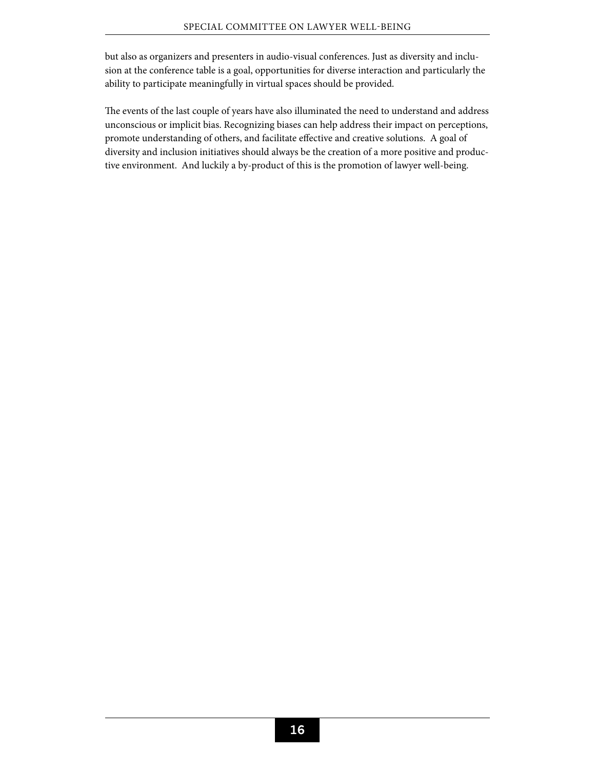but also as organizers and presenters in audio-visual conferences. Just as diversity and inclusion at the conference table is a goal, opportunities for diverse interaction and particularly the ability to participate meaningfully in virtual spaces should be provided.

The events of the last couple of years have also illuminated the need to understand and address unconscious or implicit bias. Recognizing biases can help address their impact on perceptions, promote understanding of others, and facilitate effective and creative solutions. A goal of diversity and inclusion initiatives should always be the creation of a more positive and productive environment. And luckily a by-product of this is the promotion of lawyer well-being.